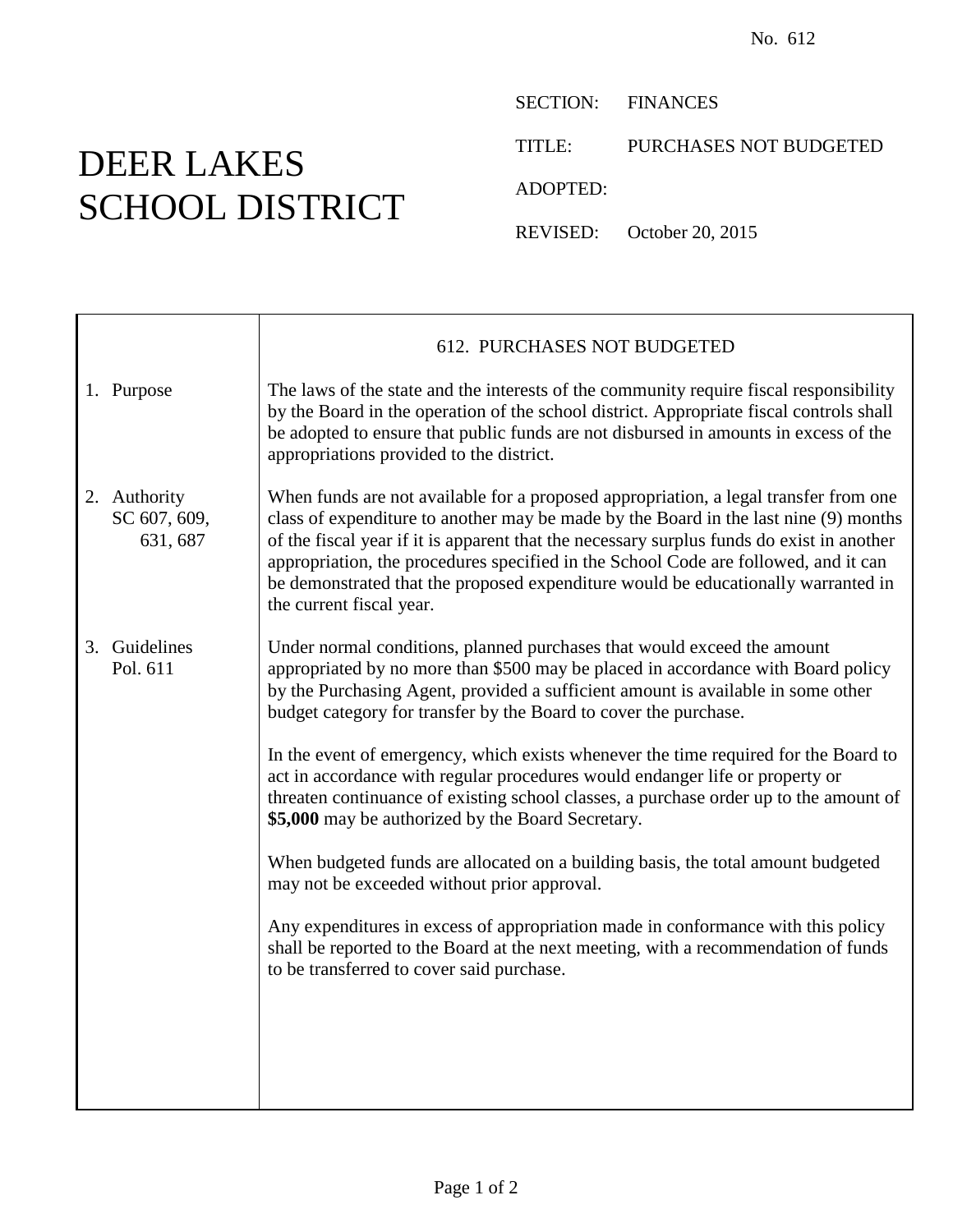No. 612

# DEER LAKES SCHOOL DISTRICT

SECTION: FINANCES

TITLE: PURCHASES NOT BUDGETED

ADOPTED:

REVISED: October 20, 2015

## 612. PURCHASES NOT BUDGETED

**1. Purpose**

The laws of the state and the interests of the community require fiscal responsibility by the Board in the operation of the school district. Appropriate fiscal controls shall be adopted to ensure that public funds are not disbursed in amounts in excess of the appropriations provided to the district.

**2. Authority**
SC 607, 609, 631, 687

When funds are not available for a proposed appropriation, a legal transfer from one class of expenditure to another may be made by the Board in the last nine (9) months of the fiscal year if it is apparent that the necessary surplus funds do exist in another appropriation, the procedures specified in the School Code are followed, and it can be demonstrated that the proposed expenditure would be educationally warranted in the current fiscal year.

**3. Guidelines**
Pol. 611

Under normal conditions, planned purchases that would exceed the amount appropriated by no more than $500 may be placed in accordance with Board policy by the Purchasing Agent, provided a sufficient amount is available in some other budget category for transfer by the Board to cover the purchase.

In the event of emergency, which exists whenever the time required for the Board to act in accordance with regular procedures would endanger life or property or threaten continuance of existing school classes, a purchase order up to the amount of **$5,000** may be authorized by the Board Secretary.

When budgeted funds are allocated on a building basis, the total amount budgeted may not be exceeded without prior approval.

Any expenditures in excess of appropriation made in conformance with this policy shall be reported to the Board at the next meeting, with a recommendation of funds to be transferred to cover said purchase.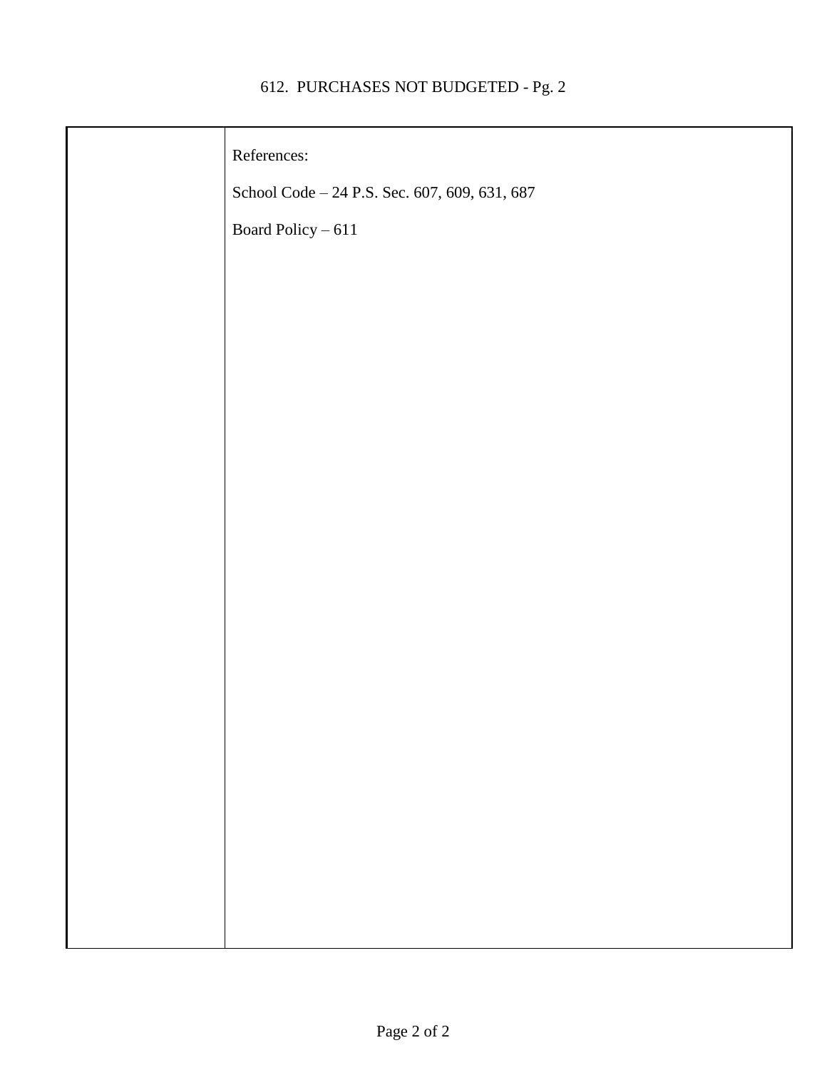References:

School Code – 24 P.S. Sec. 607, 609, 631, 687

Board Policy – 611